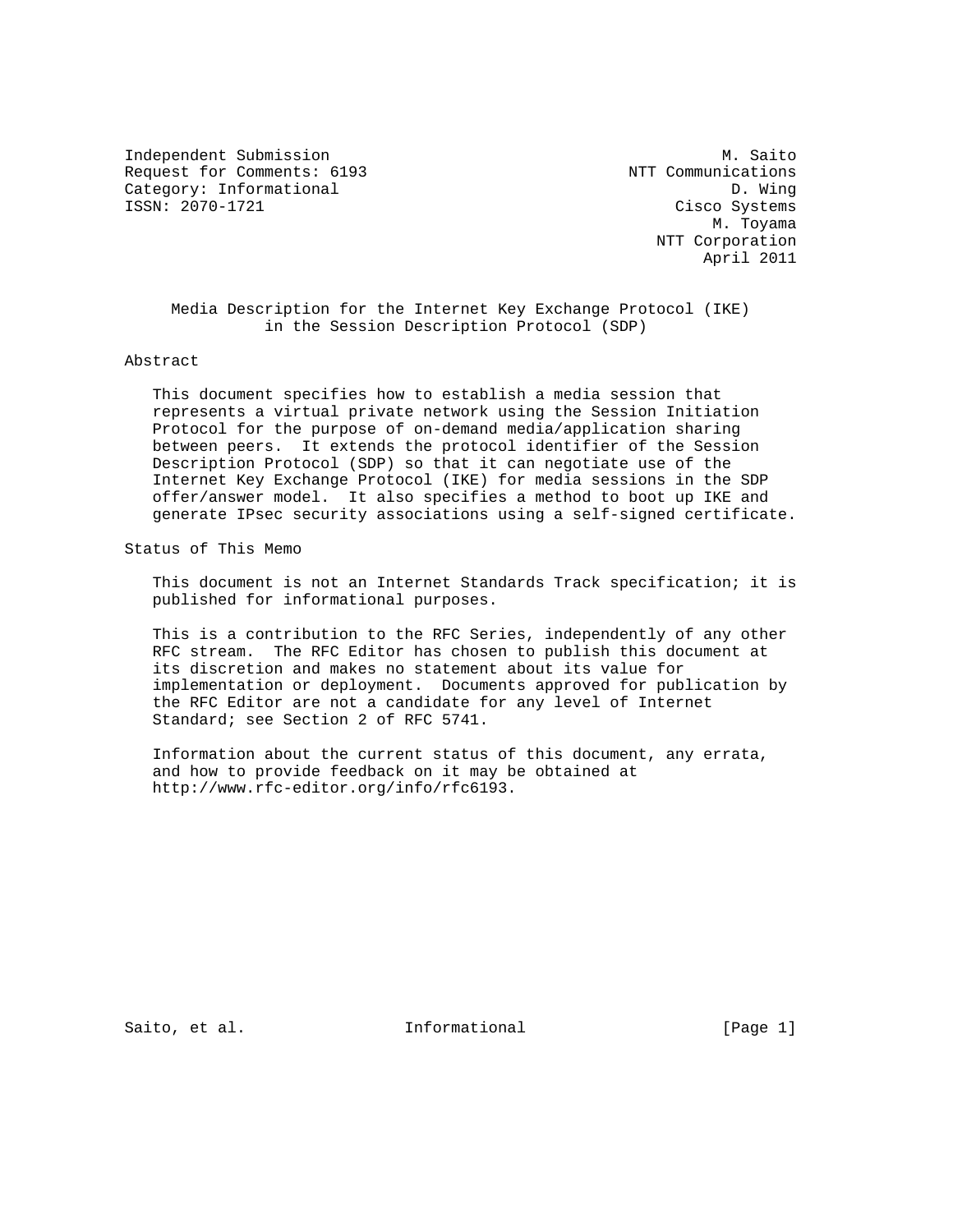Independent Submission M. Saito
Request for Comments: 6193 NTT Communications
Category: Informational D. Wing
ISSN: 2070-1721 Cisco Systems
M. Toyama
NTT Corporation
April 2011

# Media Description for the Internet Key Exchange Protocol (IKE) in the Session Description Protocol (SDP)

## Abstract

This document specifies how to establish a media session that represents a virtual private network using the Session Initiation Protocol for the purpose of on-demand media/application sharing between peers. It extends the protocol identifier of the Session Description Protocol (SDP) so that it can negotiate use of the Internet Key Exchange Protocol (IKE) for media sessions in the SDP offer/answer model. It also specifies a method to boot up IKE and generate IPsec security associations using a self-signed certificate.

## Status of This Memo

This document is not an Internet Standards Track specification; it is published for informational purposes.

This is a contribution to the RFC Series, independently of any other RFC stream. The RFC Editor has chosen to publish this document at its discretion and makes no statement about its value for implementation or deployment. Documents approved for publication by the RFC Editor are not a candidate for any level of Internet Standard; see Section 2 of RFC 5741.

Information about the current status of this document, any errata, and how to provide feedback on it may be obtained at http://www.rfc-editor.org/info/rfc6193.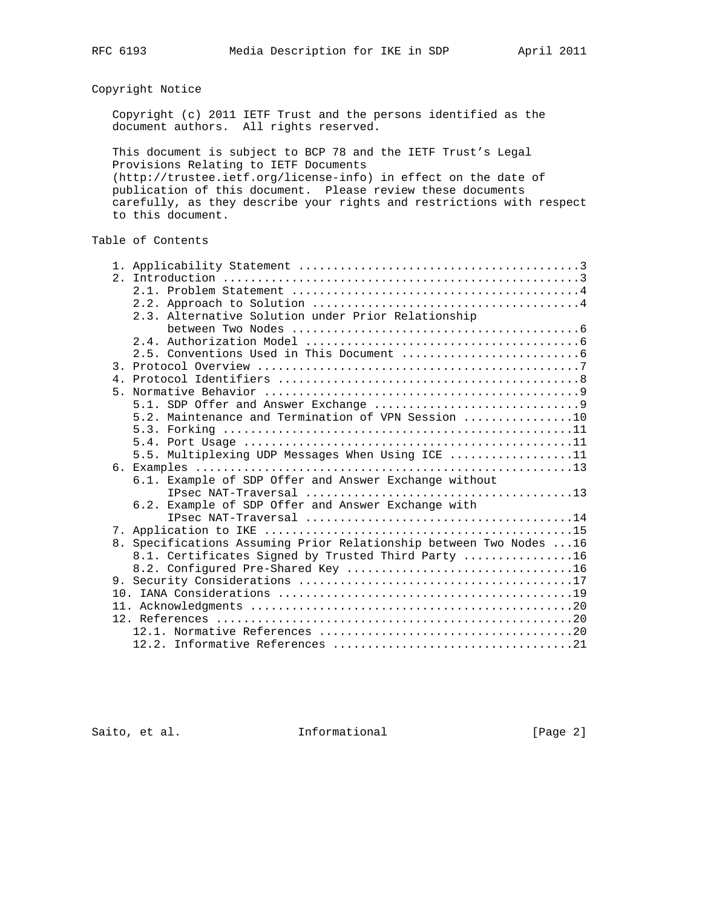## Copyright Notice

Copyright (c) 2011 IETF Trust and the persons identified as the document authors. All rights reserved.

This document is subject to BCP 78 and the IETF Trust's Legal Provisions Relating to IETF Documents (http://trustee.ietf.org/license-info) in effect on the date of publication of this document. Please review these documents carefully, as they describe your rights and restrictions with respect to this document.

## Table of Contents

```
   1. Applicability Statement ........................................3
   2. Introduction ...................................................3
      2.1. Problem Statement .........................................4
      2.2. Approach to Solution ......................................4
      2.3. Alternative Solution under Prior Relationship
           between Two Nodes .........................................6
      2.4. Authorization Model .......................................6
      2.5. Conventions Used in This Document .........................6
   3. Protocol Overview ..............................................7
   4. Protocol Identifiers ...........................................8
   5. Normative Behavior .............................................9
      5.1. SDP Offer and Answer Exchange .............................9
      5.2. Maintenance and Termination of VPN Session ...............10
      5.3. Forking ..................................................11
      5.4. Port Usage ...............................................11
      5.5. Multiplexing UDP Messages When Using ICE .................11
   6. Examples ......................................................13
      6.1. Example of SDP Offer and Answer Exchange without
           IPsec NAT-Traversal ......................................13
      6.2. Example of SDP Offer and Answer Exchange with
           IPsec NAT-Traversal ......................................14
   7. Application to IKE ............................................15
   8. Specifications Assuming Prior Relationship between Two Nodes ...16
      8.1. Certificates Signed by Trusted Third Party ...............16
      8.2. Configured Pre-Shared Key ................................16
   9. Security Considerations .......................................17
   10. IANA Considerations ..........................................19
   11. Acknowledgments ..............................................20
   12. References ...................................................20
      12.1. Normative References ....................................20
      12.2. Informative References ..................................21
```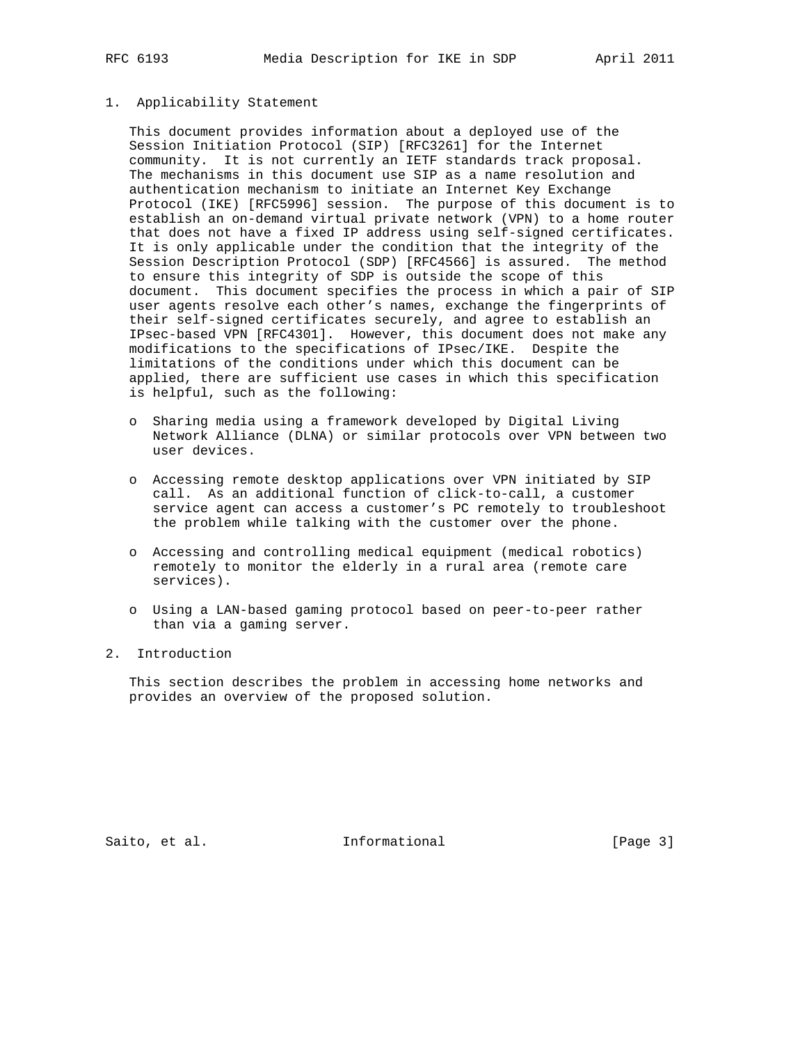## 1. Applicability Statement

This document provides information about a deployed use of the Session Initiation Protocol (SIP) [RFC3261] for the Internet community. It is not currently an IETF standards track proposal. The mechanisms in this document use SIP as a name resolution and authentication mechanism to initiate an Internet Key Exchange Protocol (IKE) [RFC5996] session. The purpose of this document is to establish an on-demand virtual private network (VPN) to a home router that does not have a fixed IP address using self-signed certificates. It is only applicable under the condition that the integrity of the Session Description Protocol (SDP) [RFC4566] is assured. The method to ensure this integrity of SDP is outside the scope of this document. This document specifies the process in which a pair of SIP user agents resolve each other's names, exchange the fingerprints of their self-signed certificates securely, and agree to establish an IPsec-based VPN [RFC4301]. However, this document does not make any modifications to the specifications of IPsec/IKE. Despite the limitations of the conditions under which this document can be applied, there are sufficient use cases in which this specification is helpful, such as the following:

- Sharing media using a framework developed by Digital Living Network Alliance (DLNA) or similar protocols over VPN between two user devices.
- Accessing remote desktop applications over VPN initiated by SIP call. As an additional function of click-to-call, a customer service agent can access a customer's PC remotely to troubleshoot the problem while talking with the customer over the phone.
- Accessing and controlling medical equipment (medical robotics) remotely to monitor the elderly in a rural area (remote care services).
- Using a LAN-based gaming protocol based on peer-to-peer rather than via a gaming server.

## 2. Introduction

This section describes the problem in accessing home networks and provides an overview of the proposed solution.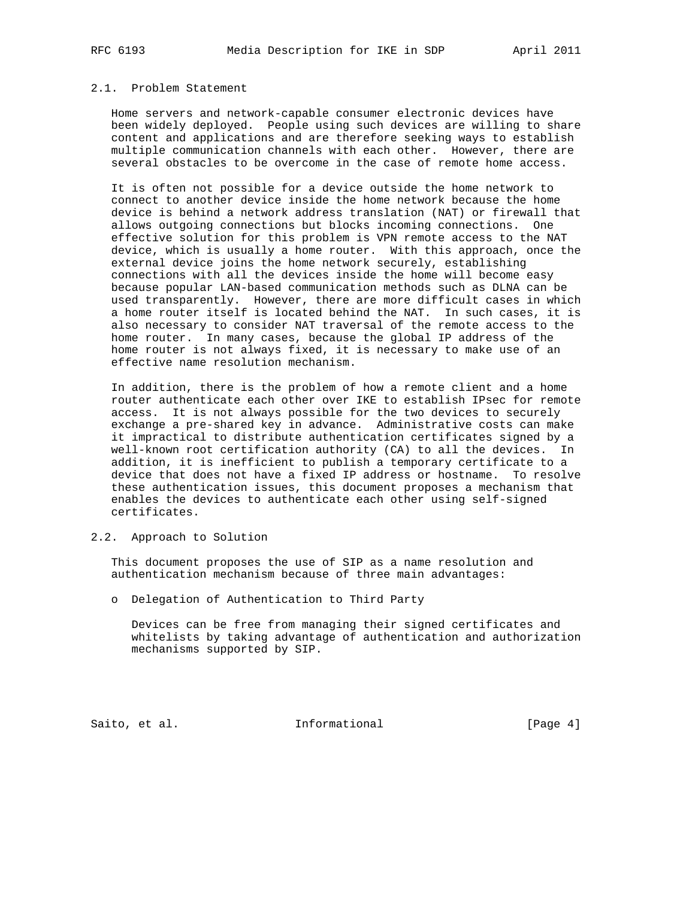## 2.1. Problem Statement

Home servers and network-capable consumer electronic devices have been widely deployed. People using such devices are willing to share content and applications and are therefore seeking ways to establish multiple communication channels with each other. However, there are several obstacles to be overcome in the case of remote home access.

It is often not possible for a device outside the home network to connect to another device inside the home network because the home device is behind a network address translation (NAT) or firewall that allows outgoing connections but blocks incoming connections. One effective solution for this problem is VPN remote access to the NAT device, which is usually a home router. With this approach, once the external device joins the home network securely, establishing connections with all the devices inside the home will become easy because popular LAN-based communication methods such as DLNA can be used transparently. However, there are more difficult cases in which a home router itself is located behind the NAT. In such cases, it is also necessary to consider NAT traversal of the remote access to the home router. In many cases, because the global IP address of the home router is not always fixed, it is necessary to make use of an effective name resolution mechanism.

In addition, there is the problem of how a remote client and a home router authenticate each other over IKE to establish IPsec for remote access. It is not always possible for the two devices to securely exchange a pre-shared key in advance. Administrative costs can make it impractical to distribute authentication certificates signed by a well-known root certification authority (CA) to all the devices. In addition, it is inefficient to publish a temporary certificate to a device that does not have a fixed IP address or hostname. To resolve these authentication issues, this document proposes a mechanism that enables the devices to authenticate each other using self-signed certificates.

## 2.2. Approach to Solution

This document proposes the use of SIP as a name resolution and authentication mechanism because of three main advantages:

- Delegation of Authentication to Third Party

  Devices can be free from managing their signed certificates and whitelists by taking advantage of authentication and authorization mechanisms supported by SIP.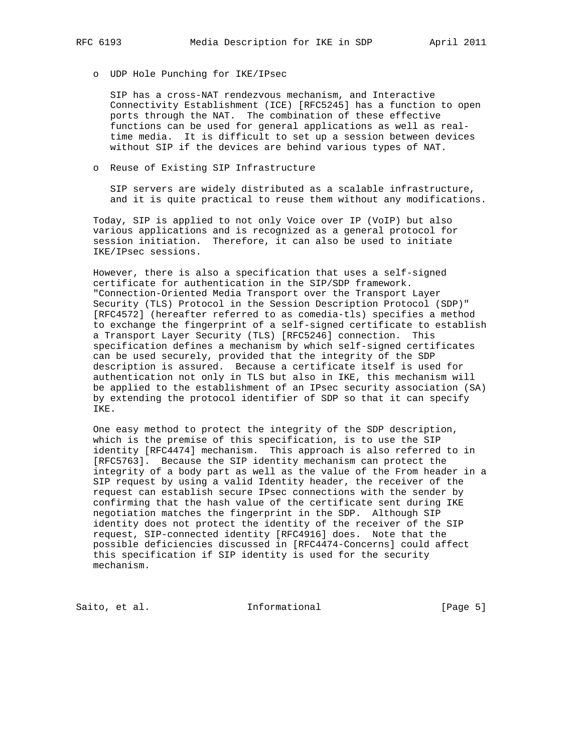- UDP Hole Punching for IKE/IPsec

  SIP has a cross-NAT rendezvous mechanism, and Interactive Connectivity Establishment (ICE) [RFC5245] has a function to open ports through the NAT. The combination of these effective functions can be used for general applications as well as real-time media. It is difficult to set up a session between devices without SIP if the devices are behind various types of NAT.

- Reuse of Existing SIP Infrastructure

  SIP servers are widely distributed as a scalable infrastructure, and it is quite practical to reuse them without any modifications.

Today, SIP is applied to not only Voice over IP (VoIP) but also various applications and is recognized as a general protocol for session initiation. Therefore, it can also be used to initiate IKE/IPsec sessions.

However, there is also a specification that uses a self-signed certificate for authentication in the SIP/SDP framework. "Connection-Oriented Media Transport over the Transport Layer Security (TLS) Protocol in the Session Description Protocol (SDP)" [RFC4572] (hereafter referred to as comedia-tls) specifies a method to exchange the fingerprint of a self-signed certificate to establish a Transport Layer Security (TLS) [RFC5246] connection. This specification defines a mechanism by which self-signed certificates can be used securely, provided that the integrity of the SDP description is assured. Because a certificate itself is used for authentication not only in TLS but also in IKE, this mechanism will be applied to the establishment of an IPsec security association (SA) by extending the protocol identifier of SDP so that it can specify IKE.

One easy method to protect the integrity of the SDP description, which is the premise of this specification, is to use the SIP identity [RFC4474] mechanism. This approach is also referred to in [RFC5763]. Because the SIP identity mechanism can protect the integrity of a body part as well as the value of the From header in a SIP request by using a valid Identity header, the receiver of the request can establish secure IPsec connections with the sender by confirming that the hash value of the certificate sent during IKE negotiation matches the fingerprint in the SDP. Although SIP identity does not protect the identity of the receiver of the SIP request, SIP-connected identity [RFC4916] does. Note that the possible deficiencies discussed in [RFC4474-Concerns] could affect this specification if SIP identity is used for the security mechanism.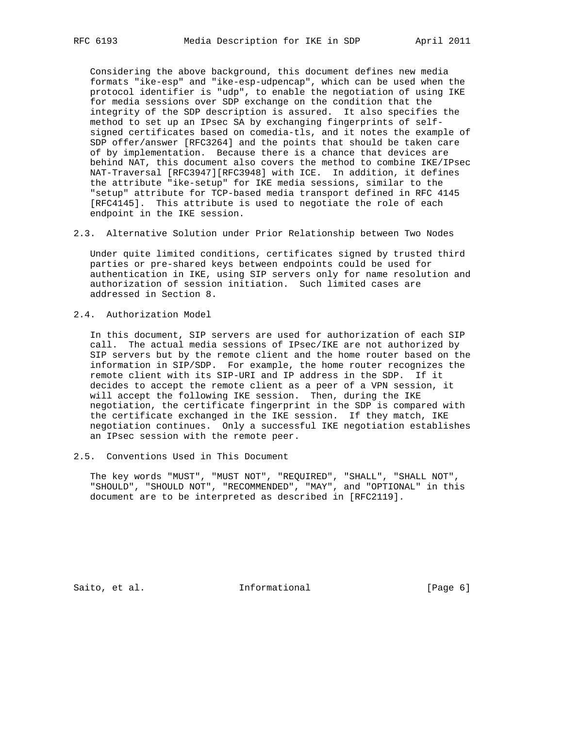Considering the above background, this document defines new media formats "ike-esp" and "ike-esp-udpencap", which can be used when the protocol identifier is "udp", to enable the negotiation of using IKE for media sessions over SDP exchange on the condition that the integrity of the SDP description is assured. It also specifies the method to set up an IPsec SA by exchanging fingerprints of self-signed certificates based on comedia-tls, and it notes the example of SDP offer/answer [RFC3264] and the points that should be taken care of by implementation. Because there is a chance that devices are behind NAT, this document also covers the method to combine IKE/IPsec NAT-Traversal [RFC3947][RFC3948] with ICE. In addition, it defines the attribute "ike-setup" for IKE media sessions, similar to the "setup" attribute for TCP-based media transport defined in RFC 4145 [RFC4145]. This attribute is used to negotiate the role of each endpoint in the IKE session.

### 2.3. Alternative Solution under Prior Relationship between Two Nodes

Under quite limited conditions, certificates signed by trusted third parties or pre-shared keys between endpoints could be used for authentication in IKE, using SIP servers only for name resolution and authorization of session initiation. Such limited cases are addressed in Section 8.

### 2.4. Authorization Model

In this document, SIP servers are used for authorization of each SIP call. The actual media sessions of IPsec/IKE are not authorized by SIP servers but by the remote client and the home router based on the information in SIP/SDP. For example, the home router recognizes the remote client with its SIP-URI and IP address in the SDP. If it decides to accept the remote client as a peer of a VPN session, it will accept the following IKE session. Then, during the IKE negotiation, the certificate fingerprint in the SDP is compared with the certificate exchanged in the IKE session. If they match, IKE negotiation continues. Only a successful IKE negotiation establishes an IPsec session with the remote peer.

### 2.5. Conventions Used in This Document

The key words "MUST", "MUST NOT", "REQUIRED", "SHALL", "SHALL NOT", "SHOULD", "SHOULD NOT", "RECOMMENDED", "MAY", and "OPTIONAL" in this document are to be interpreted as described in [RFC2119].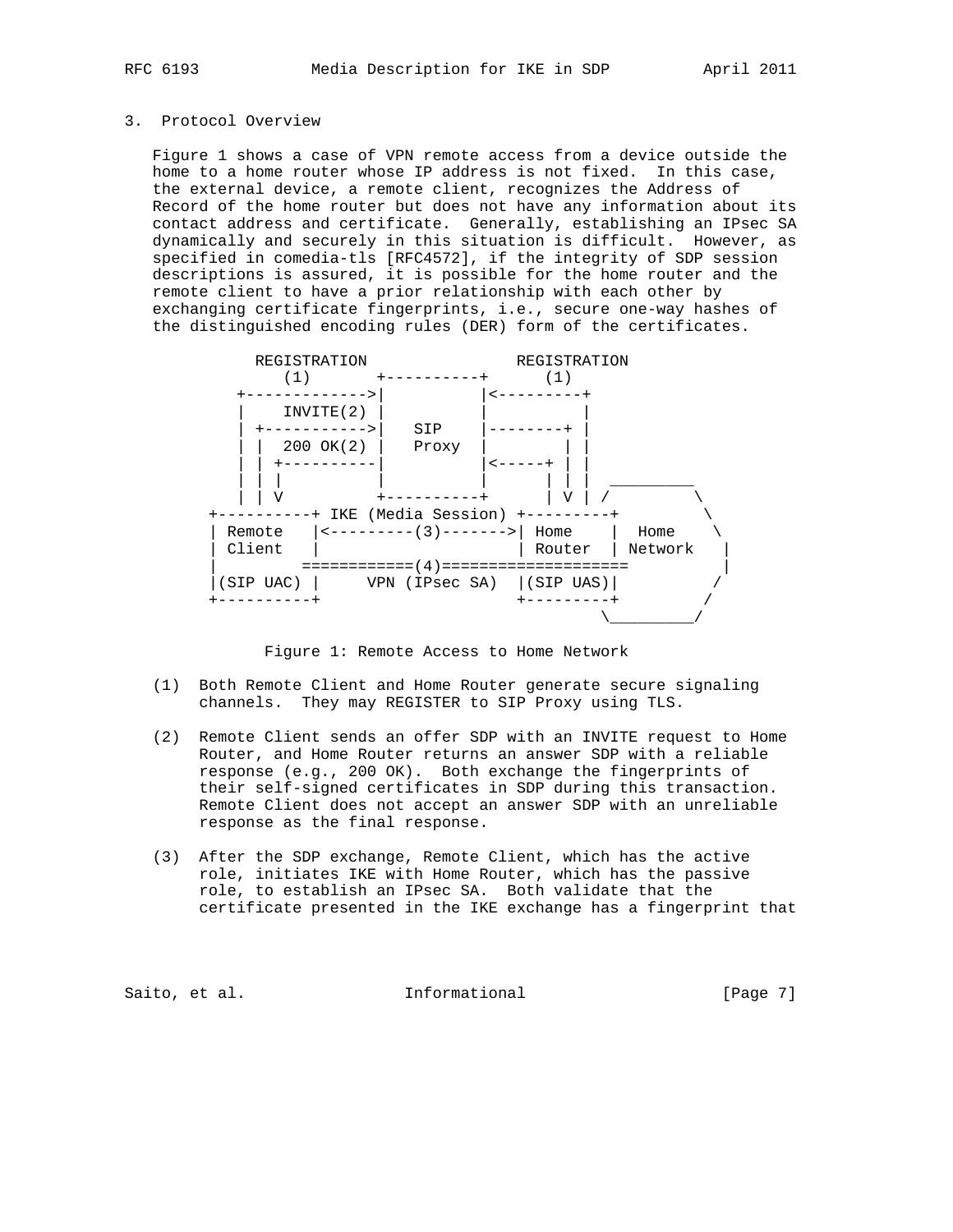## 3. Protocol Overview

Figure 1 shows a case of VPN remote access from a device outside the home to a home router whose IP address is not fixed. In this case, the external device, a remote client, recognizes the Address of Record of the home router but does not have any information about its contact address and certificate. Generally, establishing an IPsec SA dynamically and securely in this situation is difficult. However, as specified in comedia-tls [RFC4572], if the integrity of SDP session descriptions is assured, it is possible for the home router and the remote client to have a prior relationship with each other by exchanging certificate fingerprints, i.e., secure one-way hashes of the distinguished encoding rules (DER) form of the certificates.

```
          REGISTRATION                 REGISTRATION
              (1)      +----------+      (1)
         +------------->|          |<---------+
         |    INVITE(2) |          |          |
         | +----------->|   SIP    |--------+ |
         | |  200 OK(2) |   Proxy  |        | |
         | | +----------|          |<-----+ | |
         | | |          |          |      | | |  _________
         | | V          +----------+      | V | /         \
      +----------+ IKE (Media Session) +---------+          \
      | Remote   |<---------(3)------->| Home    |  Home     \
      | Client   |                     | Router  | Network    |
      |          ============(4)====================          |
      |(SIP UAC) |     VPN (IPsec SA)  |(SIP UAS)|           /
      +----------+                     +---------+          /
                                                 \_________/
```

Figure 1: Remote Access to Home Network

(1) Both Remote Client and Home Router generate secure signaling channels. They may REGISTER to SIP Proxy using TLS.

(2) Remote Client sends an offer SDP with an INVITE request to Home Router, and Home Router returns an answer SDP with a reliable response (e.g., 200 OK). Both exchange the fingerprints of their self-signed certificates in SDP during this transaction. Remote Client does not accept an answer SDP with an unreliable response as the final response.

(3) After the SDP exchange, Remote Client, which has the active role, initiates IKE with Home Router, which has the passive role, to establish an IPsec SA. Both validate that the certificate presented in the IKE exchange has a fingerprint that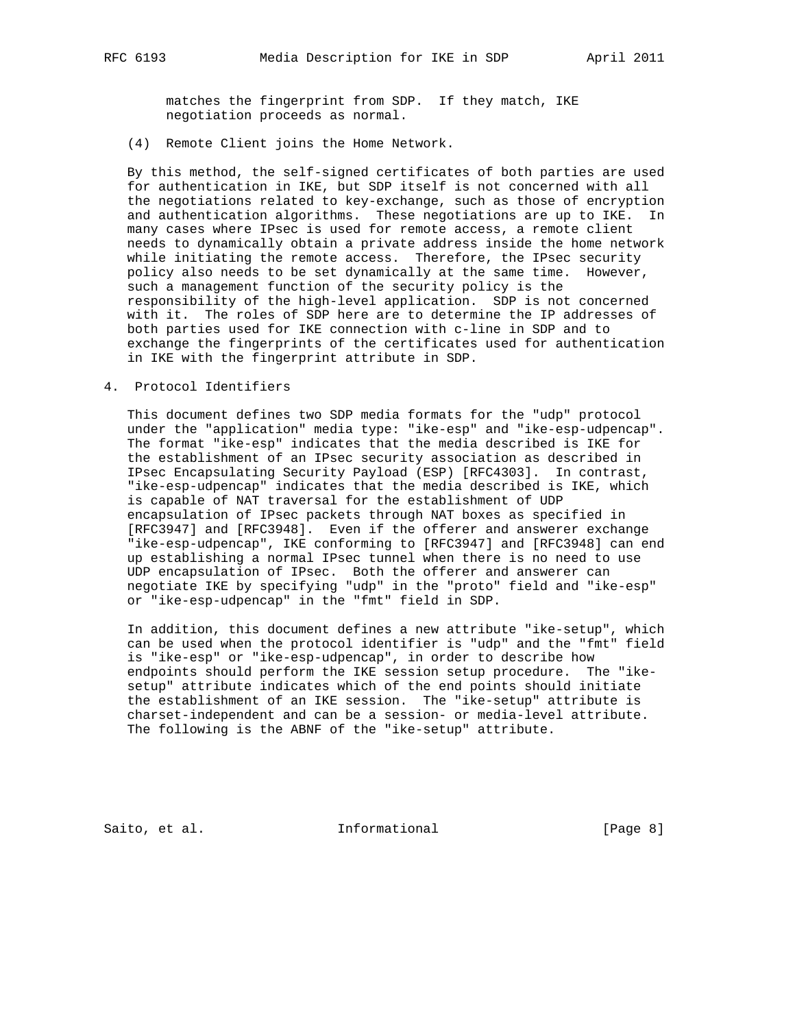matches the fingerprint from SDP. If they match, IKE negotiation proceeds as normal.

(4) Remote Client joins the Home Network.

By this method, the self-signed certificates of both parties are used for authentication in IKE, but SDP itself is not concerned with all the negotiations related to key-exchange, such as those of encryption and authentication algorithms. These negotiations are up to IKE. In many cases where IPsec is used for remote access, a remote client needs to dynamically obtain a private address inside the home network while initiating the remote access. Therefore, the IPsec security policy also needs to be set dynamically at the same time. However, such a management function of the security policy is the responsibility of the high-level application. SDP is not concerned with it. The roles of SDP here are to determine the IP addresses of both parties used for IKE connection with c-line in SDP and to exchange the fingerprints of the certificates used for authentication in IKE with the fingerprint attribute in SDP.

## 4. Protocol Identifiers

This document defines two SDP media formats for the "udp" protocol under the "application" media type: "ike-esp" and "ike-esp-udpencap". The format "ike-esp" indicates that the media described is IKE for the establishment of an IPsec security association as described in IPsec Encapsulating Security Payload (ESP) [RFC4303]. In contrast, "ike-esp-udpencap" indicates that the media described is IKE, which is capable of NAT traversal for the establishment of UDP encapsulation of IPsec packets through NAT boxes as specified in [RFC3947] and [RFC3948]. Even if the offerer and answerer exchange "ike-esp-udpencap", IKE conforming to [RFC3947] and [RFC3948] can end up establishing a normal IPsec tunnel when there is no need to use UDP encapsulation of IPsec. Both the offerer and answerer can negotiate IKE by specifying "udp" in the "proto" field and "ike-esp" or "ike-esp-udpencap" in the "fmt" field in SDP.

In addition, this document defines a new attribute "ike-setup", which can be used when the protocol identifier is "udp" and the "fmt" field is "ike-esp" or "ike-esp-udpencap", in order to describe how endpoints should perform the IKE session setup procedure. The "ike-setup" attribute indicates which of the end points should initiate the establishment of an IKE session. The "ike-setup" attribute is charset-independent and can be a session- or media-level attribute. The following is the ABNF of the "ike-setup" attribute.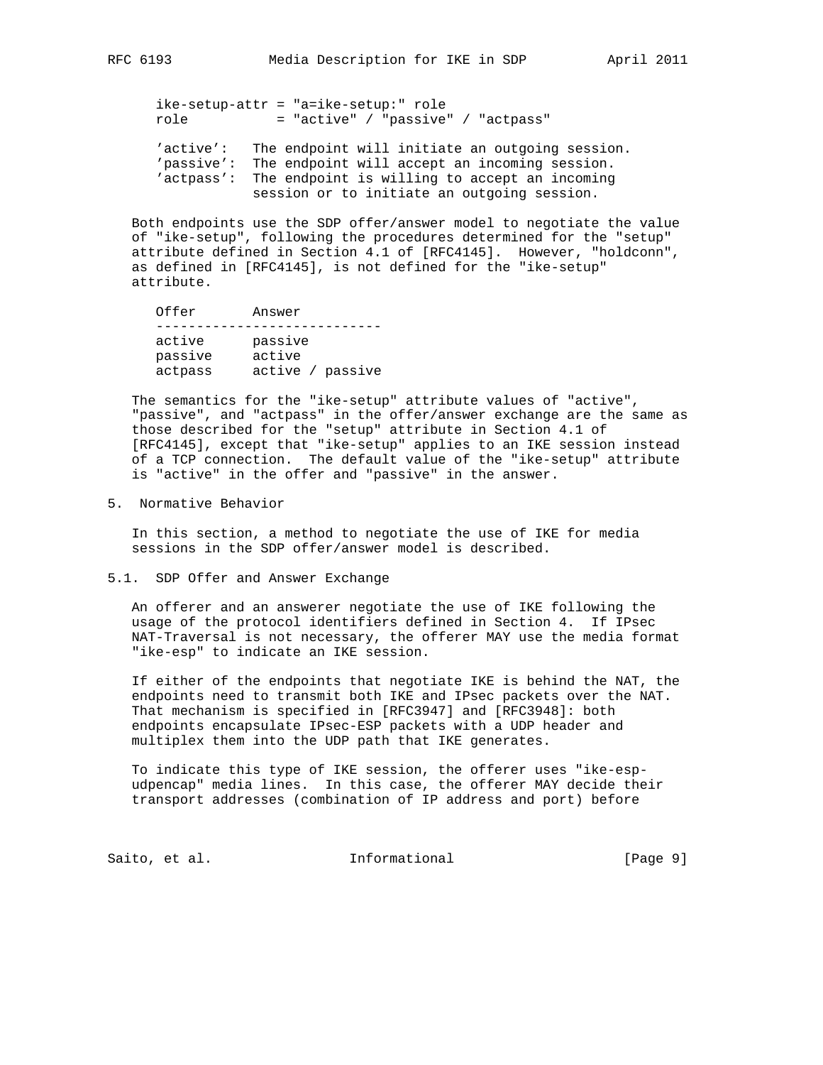```
ike-setup-attr = "a=ike-setup:" role
role           = "active" / "passive" / "actpass"
```

'active': The endpoint will initiate an outgoing session.
'passive': The endpoint will accept an incoming session.
'actpass': The endpoint is willing to accept an incoming session or to initiate an outgoing session.

Both endpoints use the SDP offer/answer model to negotiate the value of "ike-setup", following the procedures determined for the "setup" attribute defined in Section 4.1 of [RFC4145]. However, "holdconn", as defined in [RFC4145], is not defined for the "ike-setup" attribute.

| Offer | Answer |
|---|---|
| active | passive |
| passive | active |
| actpass | active / passive |

The semantics for the "ike-setup" attribute values of "active", "passive", and "actpass" in the offer/answer exchange are the same as those described for the "setup" attribute in Section 4.1 of [RFC4145], except that "ike-setup" applies to an IKE session instead of a TCP connection. The default value of the "ike-setup" attribute is "active" in the offer and "passive" in the answer.

## 5. Normative Behavior

In this section, a method to negotiate the use of IKE for media sessions in the SDP offer/answer model is described.

### 5.1. SDP Offer and Answer Exchange

An offerer and an answerer negotiate the use of IKE following the usage of the protocol identifiers defined in Section 4. If IPsec NAT-Traversal is not necessary, the offerer MAY use the media format "ike-esp" to indicate an IKE session.

If either of the endpoints that negotiate IKE is behind the NAT, the endpoints need to transmit both IKE and IPsec packets over the NAT. That mechanism is specified in [RFC3947] and [RFC3948]: both endpoints encapsulate IPsec-ESP packets with a UDP header and multiplex them into the UDP path that IKE generates.

To indicate this type of IKE session, the offerer uses "ike-esp-udpencap" media lines. In this case, the offerer MAY decide their transport addresses (combination of IP address and port) before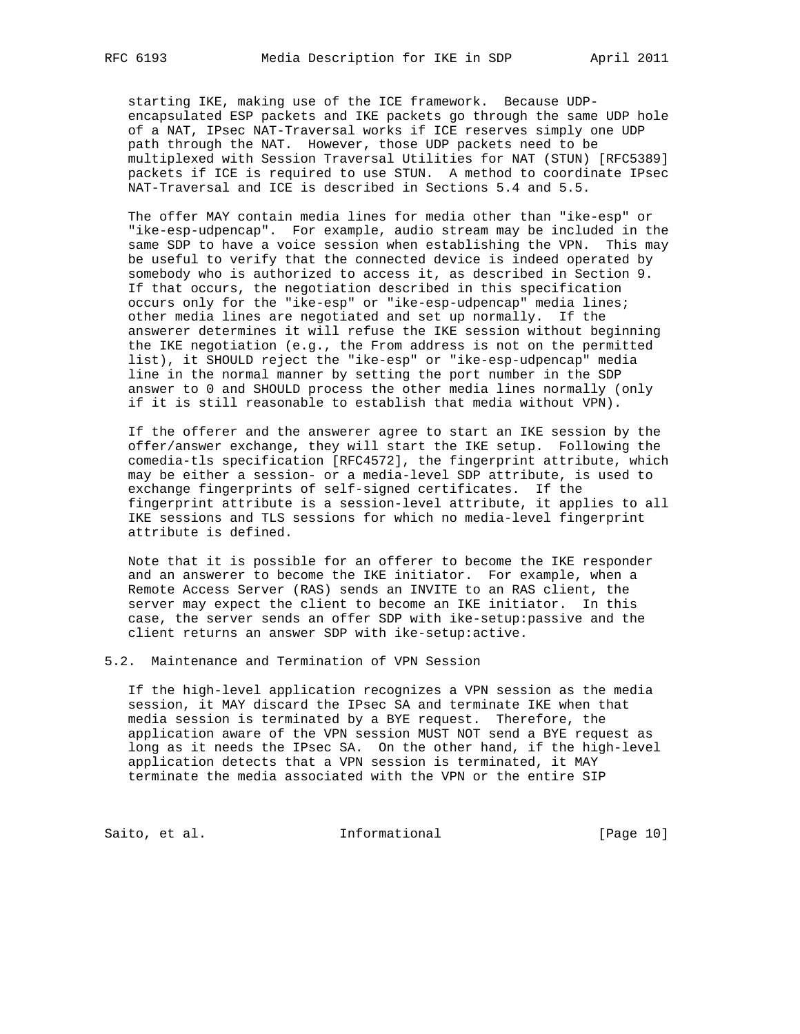starting IKE, making use of the ICE framework. Because UDP-encapsulated ESP packets and IKE packets go through the same UDP hole of a NAT, IPsec NAT-Traversal works if ICE reserves simply one UDP path through the NAT. However, those UDP packets need to be multiplexed with Session Traversal Utilities for NAT (STUN) [RFC5389] packets if ICE is required to use STUN. A method to coordinate IPsec NAT-Traversal and ICE is described in Sections 5.4 and 5.5.

The offer MAY contain media lines for media other than "ike-esp" or "ike-esp-udpencap". For example, audio stream may be included in the same SDP to have a voice session when establishing the VPN. This may be useful to verify that the connected device is indeed operated by somebody who is authorized to access it, as described in Section 9. If that occurs, the negotiation described in this specification occurs only for the "ike-esp" or "ike-esp-udpencap" media lines; other media lines are negotiated and set up normally. If the answerer determines it will refuse the IKE session without beginning the IKE negotiation (e.g., the From address is not on the permitted list), it SHOULD reject the "ike-esp" or "ike-esp-udpencap" media line in the normal manner by setting the port number in the SDP answer to 0 and SHOULD process the other media lines normally (only if it is still reasonable to establish that media without VPN).

If the offerer and the answerer agree to start an IKE session by the offer/answer exchange, they will start the IKE setup. Following the comedia-tls specification [RFC4572], the fingerprint attribute, which may be either a session- or a media-level SDP attribute, is used to exchange fingerprints of self-signed certificates. If the fingerprint attribute is a session-level attribute, it applies to all IKE sessions and TLS sessions for which no media-level fingerprint attribute is defined.

Note that it is possible for an offerer to become the IKE responder and an answerer to become the IKE initiator. For example, when a Remote Access Server (RAS) sends an INVITE to an RAS client, the server may expect the client to become an IKE initiator. In this case, the server sends an offer SDP with ike-setup:passive and the client returns an answer SDP with ike-setup:active.

## 5.2. Maintenance and Termination of VPN Session

If the high-level application recognizes a VPN session as the media session, it MAY discard the IPsec SA and terminate IKE when that media session is terminated by a BYE request. Therefore, the application aware of the VPN session MUST NOT send a BYE request as long as it needs the IPsec SA. On the other hand, if the high-level application detects that a VPN session is terminated, it MAY terminate the media associated with the VPN or the entire SIP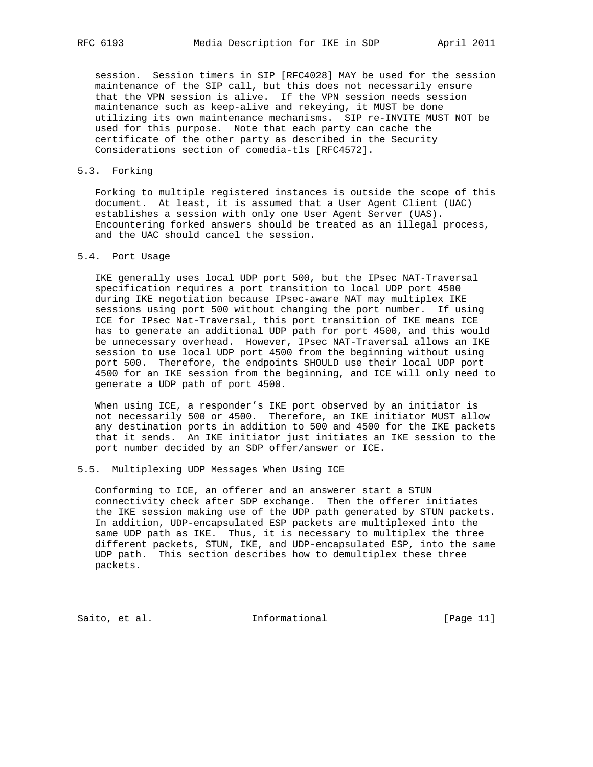session. Session timers in SIP [RFC4028] MAY be used for the session maintenance of the SIP call, but this does not necessarily ensure that the VPN session is alive. If the VPN session needs session maintenance such as keep-alive and rekeying, it MUST be done utilizing its own maintenance mechanisms. SIP re-INVITE MUST NOT be used for this purpose. Note that each party can cache the certificate of the other party as described in the Security Considerations section of comedia-tls [RFC4572].

### 5.3. Forking

Forking to multiple registered instances is outside the scope of this document. At least, it is assumed that a User Agent Client (UAC) establishes a session with only one User Agent Server (UAS). Encountering forked answers should be treated as an illegal process, and the UAC should cancel the session.

### 5.4. Port Usage

IKE generally uses local UDP port 500, but the IPsec NAT-Traversal specification requires a port transition to local UDP port 4500 during IKE negotiation because IPsec-aware NAT may multiplex IKE sessions using port 500 without changing the port number. If using ICE for IPsec Nat-Traversal, this port transition of IKE means ICE has to generate an additional UDP path for port 4500, and this would be unnecessary overhead. However, IPsec NAT-Traversal allows an IKE session to use local UDP port 4500 from the beginning without using port 500. Therefore, the endpoints SHOULD use their local UDP port 4500 for an IKE session from the beginning, and ICE will only need to generate a UDP path of port 4500.

When using ICE, a responder’s IKE port observed by an initiator is not necessarily 500 or 4500. Therefore, an IKE initiator MUST allow any destination ports in addition to 500 and 4500 for the IKE packets that it sends. An IKE initiator just initiates an IKE session to the port number decided by an SDP offer/answer or ICE.

### 5.5. Multiplexing UDP Messages When Using ICE

Conforming to ICE, an offerer and an answerer start a STUN connectivity check after SDP exchange. Then the offerer initiates the IKE session making use of the UDP path generated by STUN packets. In addition, UDP-encapsulated ESP packets are multiplexed into the same UDP path as IKE. Thus, it is necessary to multiplex the three different packets, STUN, IKE, and UDP-encapsulated ESP, into the same UDP path. This section describes how to demultiplex these three packets.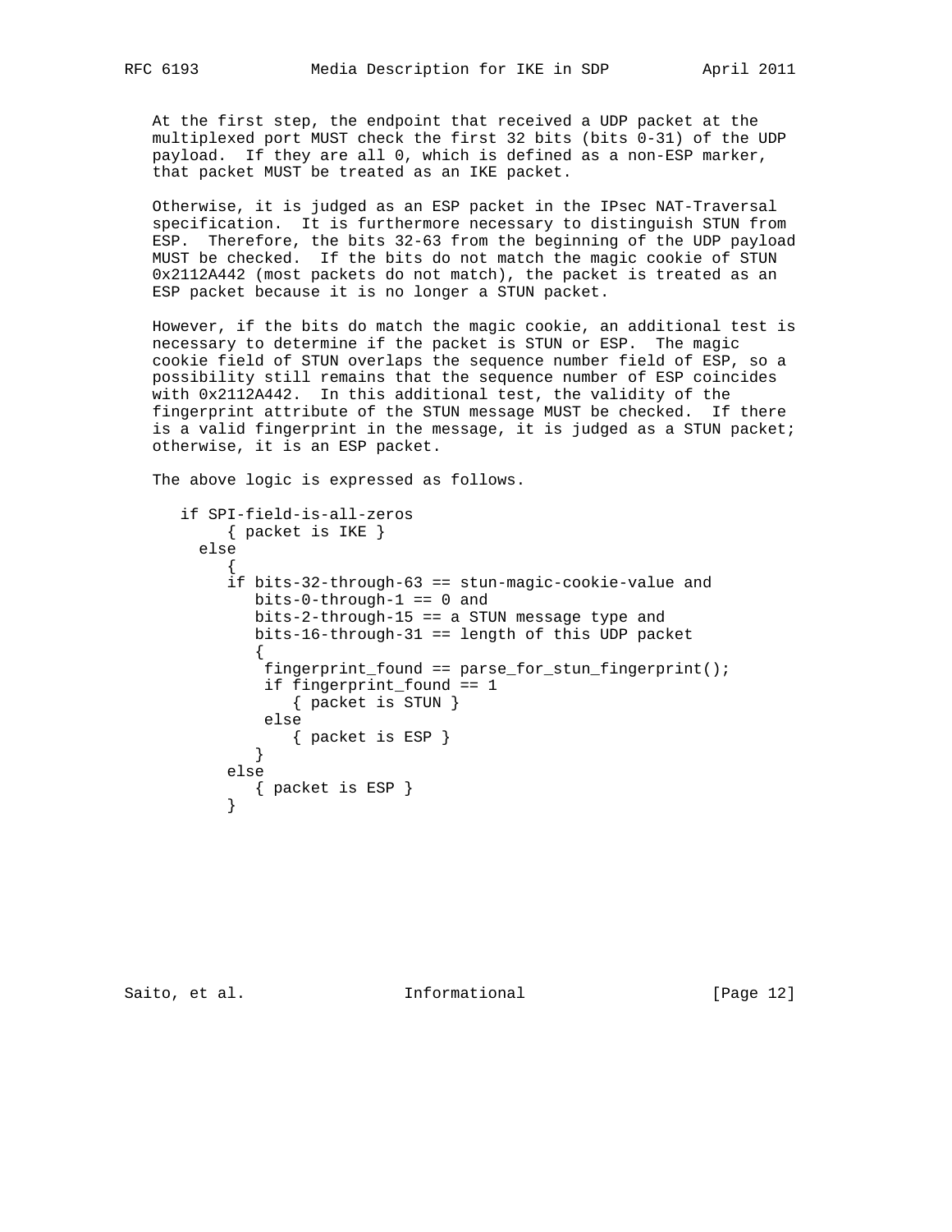At the first step, the endpoint that received a UDP packet at the multiplexed port MUST check the first 32 bits (bits 0-31) of the UDP payload. If they are all 0, which is defined as a non-ESP marker, that packet MUST be treated as an IKE packet.

Otherwise, it is judged as an ESP packet in the IPsec NAT-Traversal specification. It is furthermore necessary to distinguish STUN from ESP. Therefore, the bits 32-63 from the beginning of the UDP payload MUST be checked. If the bits do not match the magic cookie of STUN 0x2112A442 (most packets do not match), the packet is treated as an ESP packet because it is no longer a STUN packet.

However, if the bits do match the magic cookie, an additional test is necessary to determine if the packet is STUN or ESP. The magic cookie field of STUN overlaps the sequence number field of ESP, so a possibility still remains that the sequence number of ESP coincides with 0x2112A442. In this additional test, the validity of the fingerprint attribute of the STUN message MUST be checked. If there is a valid fingerprint in the message, it is judged as a STUN packet; otherwise, it is an ESP packet.

The above logic is expressed as follows.

```
   if SPI-field-is-all-zeros
        { packet is IKE }
     else
        {
        if bits-32-through-63 == stun-magic-cookie-value and
           bits-0-through-1 == 0 and
           bits-2-through-15 == a STUN message type and
           bits-16-through-31 == length of this UDP packet
           {
            fingerprint_found == parse_for_stun_fingerprint();
            if fingerprint_found == 1
               { packet is STUN }
            else
               { packet is ESP }
           }
        else
           { packet is ESP }
        }
```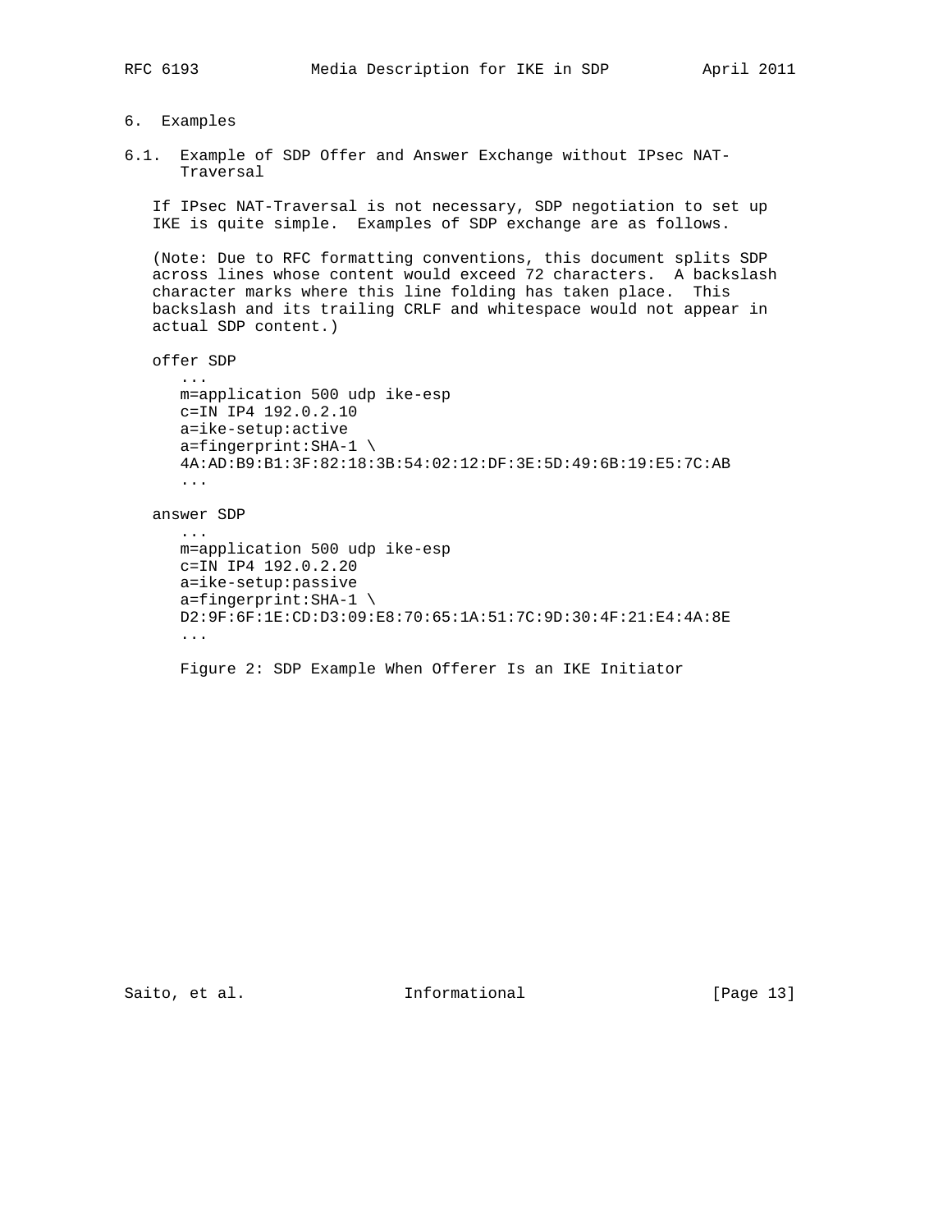## 6. Examples

### 6.1. Example of SDP Offer and Answer Exchange without IPsec NAT-Traversal

If IPsec NAT-Traversal is not necessary, SDP negotiation to set up IKE is quite simple. Examples of SDP exchange are as follows.

(Note: Due to RFC formatting conventions, this document splits SDP across lines whose content would exceed 72 characters. A backslash character marks where this line folding has taken place. This backslash and its trailing CRLF and whitespace would not appear in actual SDP content.)

offer SDP

```
...
m=application 500 udp ike-esp
c=IN IP4 192.0.2.10
a=ike-setup:active
a=fingerprint:SHA-1 \
4A:AD:B9:B1:3F:82:18:3B:54:02:12:DF:3E:5D:49:6B:19:E5:7C:AB
...
```

answer SDP

```
...
m=application 500 udp ike-esp
c=IN IP4 192.0.2.20
a=ike-setup:passive
a=fingerprint:SHA-1 \
D2:9F:6F:1E:CD:D3:09:E8:70:65:1A:51:7C:9D:30:4F:21:E4:4A:8E
...
```

Figure 2: SDP Example When Offerer Is an IKE Initiator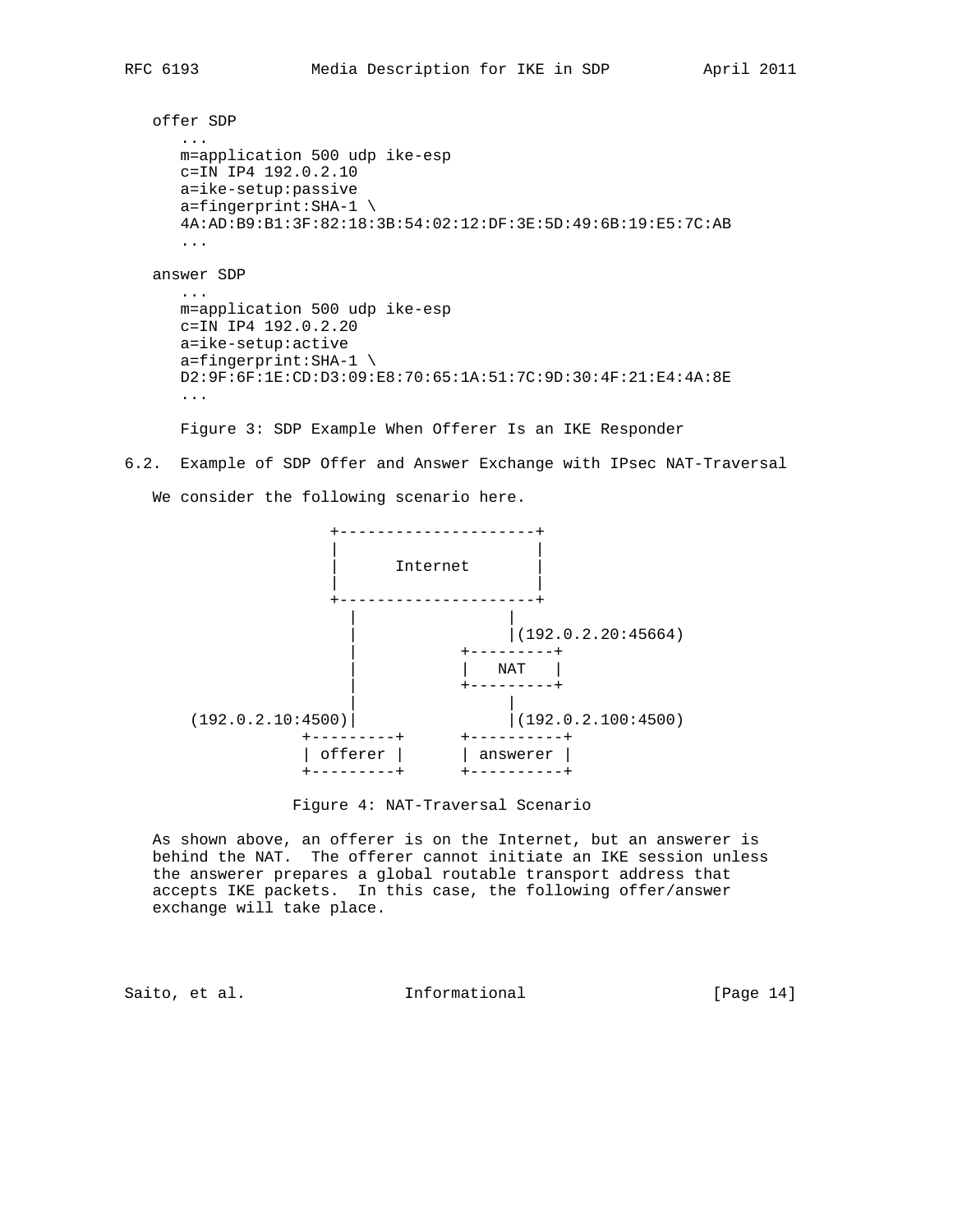offer SDP

```
...
m=application 500 udp ike-esp
c=IN IP4 192.0.2.10
a=ike-setup:passive
a=fingerprint:SHA-1 \
4A:AD:B9:B1:3F:82:18:3B:54:02:12:DF:3E:5D:49:6B:19:E5:7C:AB
...
```

answer SDP

```
...
m=application 500 udp ike-esp
c=IN IP4 192.0.2.20
a=ike-setup:active
a=fingerprint:SHA-1 \
D2:9F:6F:1E:CD:D3:09:E8:70:65:1A:51:7C:9D:30:4F:21:E4:4A:8E
...
```

Figure 3: SDP Example When Offerer Is an IKE Responder

### 6.2. Example of SDP Offer and Answer Exchange with IPsec NAT-Traversal

We consider the following scenario here.

```
                 +---------------------+
                 |                     |
                 |      Internet       |
                 |                     |
                 +---------------------+
                   |              |
                   |              |(192.0.2.20:45664)
                   |         +---------+
                   |         |   NAT   |
                   |         +---------+
                   |              |
    (192.0.2.10:4500)|            |(192.0.2.100:4500)
              +---------+      +----------+
              | offerer |      | answerer |
              +---------+      +----------+
```

Figure 4: NAT-Traversal Scenario

As shown above, an offerer is on the Internet, but an answerer is behind the NAT. The offerer cannot initiate an IKE session unless the answerer prepares a global routable transport address that accepts IKE packets. In this case, the following offer/answer exchange will take place.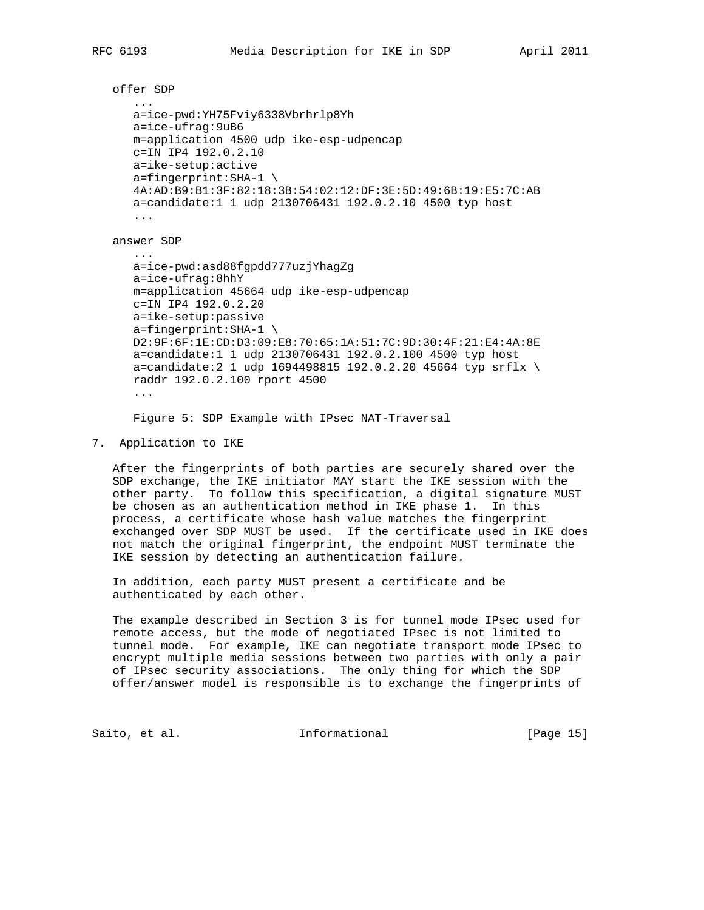```
offer SDP
   ...
   a=ice-pwd:YH75Fviy6338Vbrhrlp8Yh
   a=ice-ufrag:9uB6
   m=application 4500 udp ike-esp-udpencap
   c=IN IP4 192.0.2.10
   a=ike-setup:active
   a=fingerprint:SHA-1 \
   4A:AD:B9:B1:3F:82:18:3B:54:02:12:DF:3E:5D:49:6B:19:E5:7C:AB
   a=candidate:1 1 udp 2130706431 192.0.2.10 4500 typ host
   ...

answer SDP
   ...
   a=ice-pwd:asd88fgpdd777uzjYhagZg
   a=ice-ufrag:8hhY
   m=application 45664 udp ike-esp-udpencap
   c=IN IP4 192.0.2.20
   a=ike-setup:passive
   a=fingerprint:SHA-1 \
   D2:9F:6F:1E:CD:D3:09:E8:70:65:1A:51:7C:9D:30:4F:21:E4:4A:8E
   a=candidate:1 1 udp 2130706431 192.0.2.100 4500 typ host
   a=candidate:2 1 udp 1694498815 192.0.2.20 45664 typ srflx \
   raddr 192.0.2.100 rport 4500
   ...
```

Figure 5: SDP Example with IPsec NAT-Traversal

## 7. Application to IKE

After the fingerprints of both parties are securely shared over the SDP exchange, the IKE initiator MAY start the IKE session with the other party. To follow this specification, a digital signature MUST be chosen as an authentication method in IKE phase 1. In this process, a certificate whose hash value matches the fingerprint exchanged over SDP MUST be used. If the certificate used in IKE does not match the original fingerprint, the endpoint MUST terminate the IKE session by detecting an authentication failure.

In addition, each party MUST present a certificate and be authenticated by each other.

The example described in Section 3 is for tunnel mode IPsec used for remote access, but the mode of negotiated IPsec is not limited to tunnel mode. For example, IKE can negotiate transport mode IPsec to encrypt multiple media sessions between two parties with only a pair of IPsec security associations. The only thing for which the SDP offer/answer model is responsible is to exchange the fingerprints of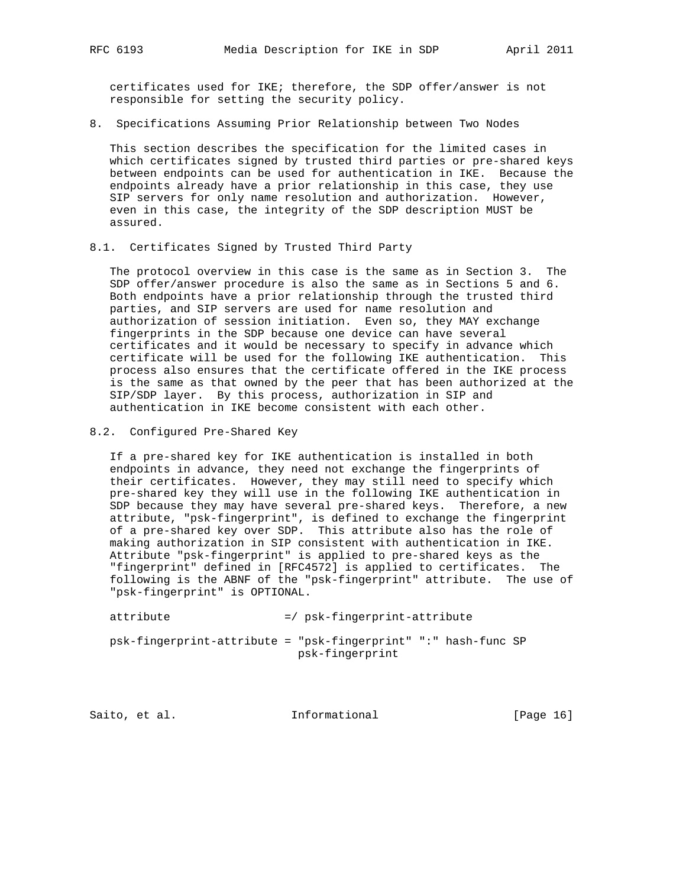certificates used for IKE; therefore, the SDP offer/answer is not responsible for setting the security policy.

## 8. Specifications Assuming Prior Relationship between Two Nodes

This section describes the specification for the limited cases in which certificates signed by trusted third parties or pre-shared keys between endpoints can be used for authentication in IKE. Because the endpoints already have a prior relationship in this case, they use SIP servers for only name resolution and authorization. However, even in this case, the integrity of the SDP description MUST be assured.

### 8.1. Certificates Signed by Trusted Third Party

The protocol overview in this case is the same as in Section 3. The SDP offer/answer procedure is also the same as in Sections 5 and 6. Both endpoints have a prior relationship through the trusted third parties, and SIP servers are used for name resolution and authorization of session initiation. Even so, they MAY exchange fingerprints in the SDP because one device can have several certificates and it would be necessary to specify in advance which certificate will be used for the following IKE authentication. This process also ensures that the certificate offered in the IKE process is the same as that owned by the peer that has been authorized at the SIP/SDP layer. By this process, authorization in SIP and authentication in IKE become consistent with each other.

### 8.2. Configured Pre-Shared Key

If a pre-shared key for IKE authentication is installed in both endpoints in advance, they need not exchange the fingerprints of their certificates. However, they may still need to specify which pre-shared key they will use in the following IKE authentication in SDP because they may have several pre-shared keys. Therefore, a new attribute, "psk-fingerprint", is defined to exchange the fingerprint of a pre-shared key over SDP. This attribute also has the role of making authorization in SIP consistent with authentication in IKE. Attribute "psk-fingerprint" is applied to pre-shared keys as the "fingerprint" defined in [RFC4572] is applied to certificates. The following is the ABNF of the "psk-fingerprint" attribute. The use of "psk-fingerprint" is OPTIONAL.

```
attribute                 =/ psk-fingerprint-attribute

psk-fingerprint-attribute = "psk-fingerprint" ":" hash-func SP
                             psk-fingerprint
```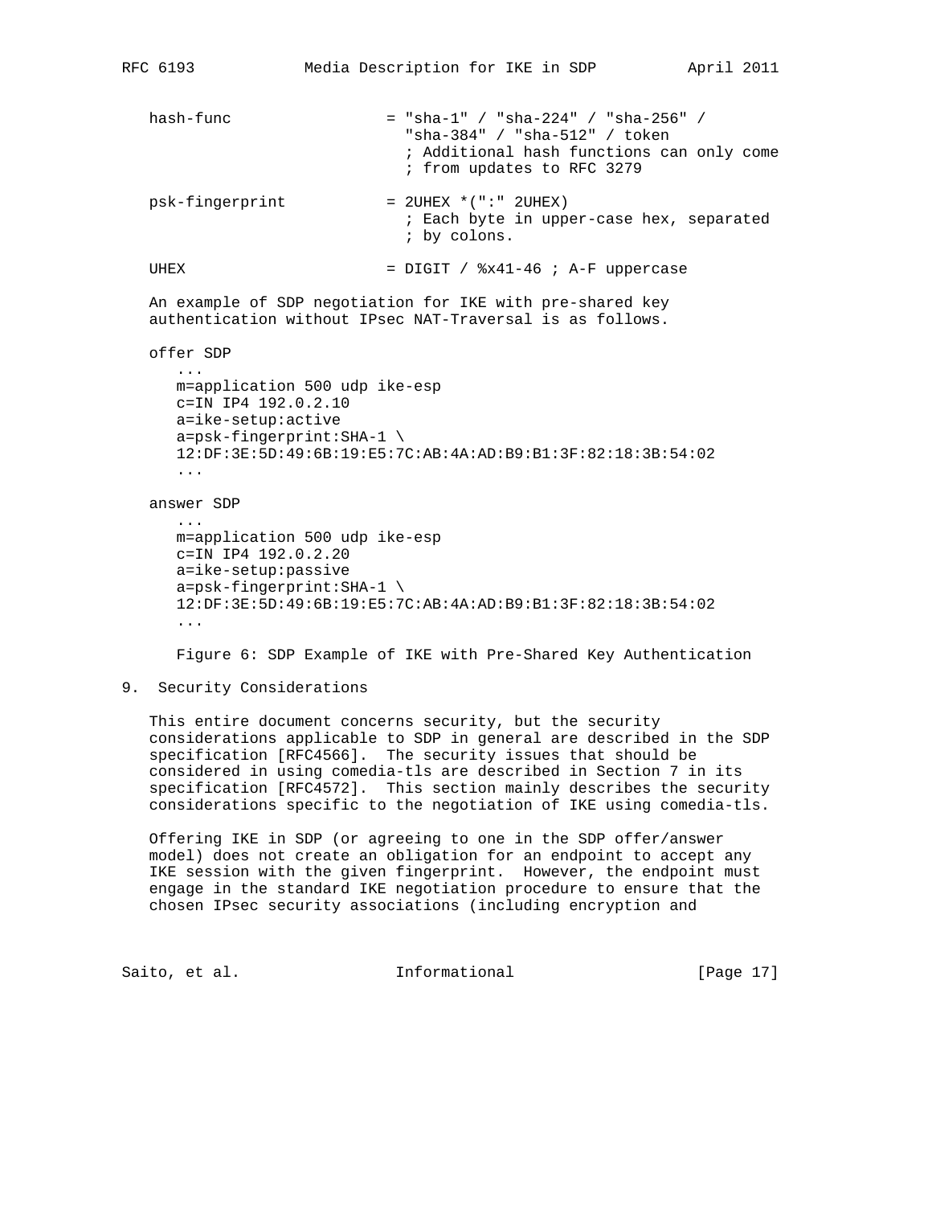```
hash-func                 = "sha-1" / "sha-224" / "sha-256" /
                            "sha-384" / "sha-512" / token
                            ; Additional hash functions can only come
                            ; from updates to RFC 3279

psk-fingerprint           = 2UHEX *(":" 2UHEX)
                            ; Each byte in upper-case hex, separated
                            ; by colons.

UHEX                      = DIGIT / %x41-46 ; A-F uppercase
```

An example of SDP negotiation for IKE with pre-shared key authentication without IPsec NAT-Traversal is as follows.

```
offer SDP
   ...
   m=application 500 udp ike-esp
   c=IN IP4 192.0.2.10
   a=ike-setup:active
   a=psk-fingerprint:SHA-1 \
   12:DF:3E:5D:49:6B:19:E5:7C:AB:4A:AD:B9:B1:3F:82:18:3B:54:02
   ...

answer SDP
   ...
   m=application 500 udp ike-esp
   c=IN IP4 192.0.2.20
   a=ike-setup:passive
   a=psk-fingerprint:SHA-1 \
   12:DF:3E:5D:49:6B:19:E5:7C:AB:4A:AD:B9:B1:3F:82:18:3B:54:02
   ...
```

Figure 6: SDP Example of IKE with Pre-Shared Key Authentication

## 9. Security Considerations

This entire document concerns security, but the security considerations applicable to SDP in general are described in the SDP specification [RFC4566]. The security issues that should be considered in using comedia-tls are described in Section 7 in its specification [RFC4572]. This section mainly describes the security considerations specific to the negotiation of IKE using comedia-tls.

Offering IKE in SDP (or agreeing to one in the SDP offer/answer model) does not create an obligation for an endpoint to accept any IKE session with the given fingerprint. However, the endpoint must engage in the standard IKE negotiation procedure to ensure that the chosen IPsec security associations (including encryption and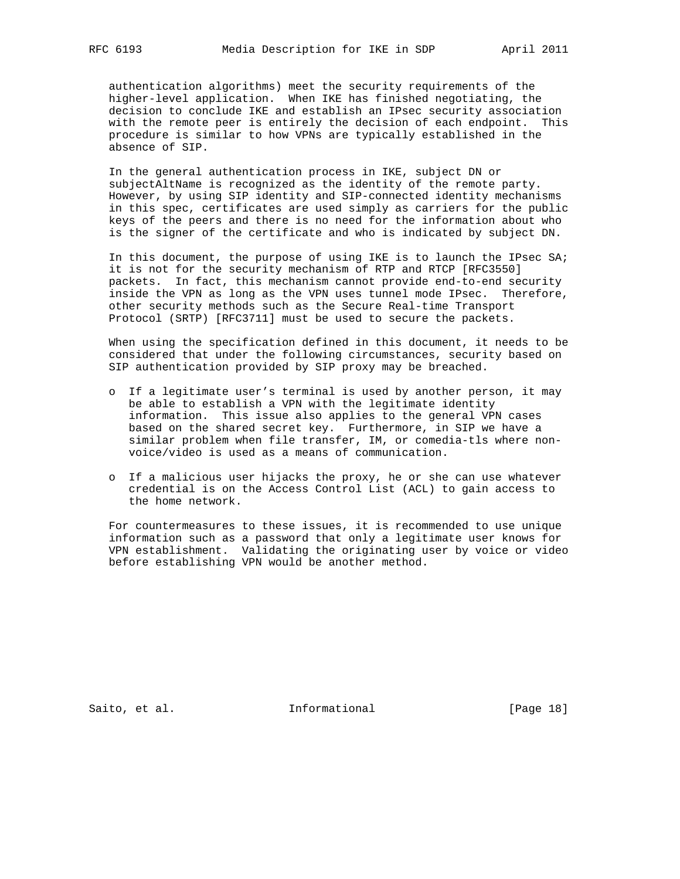authentication algorithms) meet the security requirements of the higher-level application. When IKE has finished negotiating, the decision to conclude IKE and establish an IPsec security association with the remote peer is entirely the decision of each endpoint. This procedure is similar to how VPNs are typically established in the absence of SIP.

In the general authentication process in IKE, subject DN or subjectAltName is recognized as the identity of the remote party. However, by using SIP identity and SIP-connected identity mechanisms in this spec, certificates are used simply as carriers for the public keys of the peers and there is no need for the information about who is the signer of the certificate and who is indicated by subject DN.

In this document, the purpose of using IKE is to launch the IPsec SA; it is not for the security mechanism of RTP and RTCP [RFC3550] packets. In fact, this mechanism cannot provide end-to-end security inside the VPN as long as the VPN uses tunnel mode IPsec. Therefore, other security methods such as the Secure Real-time Transport Protocol (SRTP) [RFC3711] must be used to secure the packets.

When using the specification defined in this document, it needs to be considered that under the following circumstances, security based on SIP authentication provided by SIP proxy may be breached.

- If a legitimate user's terminal is used by another person, it may be able to establish a VPN with the legitimate identity information. This issue also applies to the general VPN cases based on the shared secret key. Furthermore, in SIP we have a similar problem when file transfer, IM, or comedia-tls where non-voice/video is used as a means of communication.
- If a malicious user hijacks the proxy, he or she can use whatever credential is on the Access Control List (ACL) to gain access to the home network.

For countermeasures to these issues, it is recommended to use unique information such as a password that only a legitimate user knows for VPN establishment. Validating the originating user by voice or video before establishing VPN would be another method.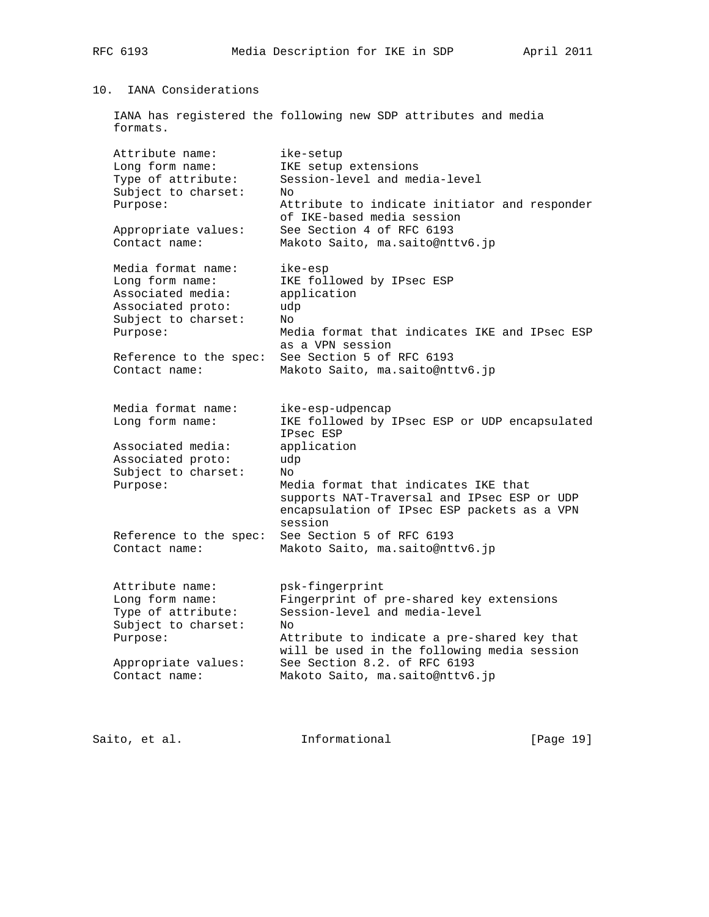## 10. IANA Considerations

IANA has registered the following new SDP attributes and media formats.

```
Attribute name:         ike-setup
Long form name:         IKE setup extensions
Type of attribute:      Session-level and media-level
Subject to charset:     No
Purpose:                Attribute to indicate initiator and responder
                        of IKE-based media session
Appropriate values:     See Section 4 of RFC 6193
Contact name:           Makoto Saito, ma.saito@nttv6.jp

Media format name:      ike-esp
Long form name:         IKE followed by IPsec ESP
Associated media:       application
Associated proto:       udp
Subject to charset:     No
Purpose:                Media format that indicates IKE and IPsec ESP
                        as a VPN session
Reference to the spec:  See Section 5 of RFC 6193
Contact name:           Makoto Saito, ma.saito@nttv6.jp


Media format name:      ike-esp-udpencap
Long form name:         IKE followed by IPsec ESP or UDP encapsulated
                        IPsec ESP
Associated media:       application
Associated proto:       udp
Subject to charset:     No
Purpose:                Media format that indicates IKE that
                        supports NAT-Traversal and IPsec ESP or UDP
                        encapsulation of IPsec ESP packets as a VPN
                        session
Reference to the spec:  See Section 5 of RFC 6193
Contact name:           Makoto Saito, ma.saito@nttv6.jp


Attribute name:         psk-fingerprint
Long form name:         Fingerprint of pre-shared key extensions
Type of attribute:      Session-level and media-level
Subject to charset:     No
Purpose:                Attribute to indicate a pre-shared key that
                        will be used in the following media session
Appropriate values:     See Section 8.2. of RFC 6193
Contact name:           Makoto Saito, ma.saito@nttv6.jp
```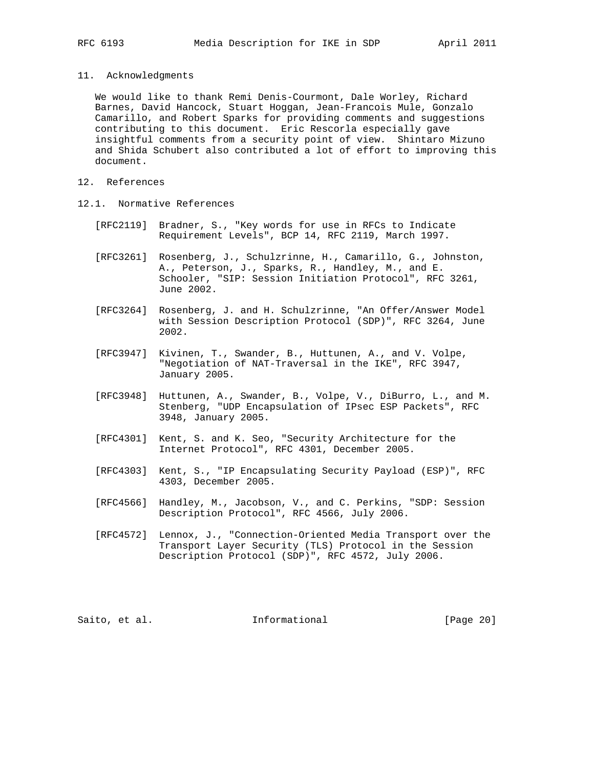## 11. Acknowledgments

We would like to thank Remi Denis-Courmont, Dale Worley, Richard Barnes, David Hancock, Stuart Hoggan, Jean-Francois Mule, Gonzalo Camarillo, and Robert Sparks for providing comments and suggestions contributing to this document. Eric Rescorla especially gave insightful comments from a security point of view. Shintaro Mizuno and Shida Schubert also contributed a lot of effort to improving this document.

## 12. References

### 12.1. Normative References

[RFC2119] Bradner, S., "Key words for use in RFCs to Indicate Requirement Levels", BCP 14, RFC 2119, March 1997.

[RFC3261] Rosenberg, J., Schulzrinne, H., Camarillo, G., Johnston, A., Peterson, J., Sparks, R., Handley, M., and E. Schooler, "SIP: Session Initiation Protocol", RFC 3261, June 2002.

[RFC3264] Rosenberg, J. and H. Schulzrinne, "An Offer/Answer Model with Session Description Protocol (SDP)", RFC 3264, June 2002.

[RFC3947] Kivinen, T., Swander, B., Huttunen, A., and V. Volpe, "Negotiation of NAT-Traversal in the IKE", RFC 3947, January 2005.

[RFC3948] Huttunen, A., Swander, B., Volpe, V., DiBurro, L., and M. Stenberg, "UDP Encapsulation of IPsec ESP Packets", RFC 3948, January 2005.

[RFC4301] Kent, S. and K. Seo, "Security Architecture for the Internet Protocol", RFC 4301, December 2005.

[RFC4303] Kent, S., "IP Encapsulating Security Payload (ESP)", RFC 4303, December 2005.

[RFC4566] Handley, M., Jacobson, V., and C. Perkins, "SDP: Session Description Protocol", RFC 4566, July 2006.

[RFC4572] Lennox, J., "Connection-Oriented Media Transport over the Transport Layer Security (TLS) Protocol in the Session Description Protocol (SDP)", RFC 4572, July 2006.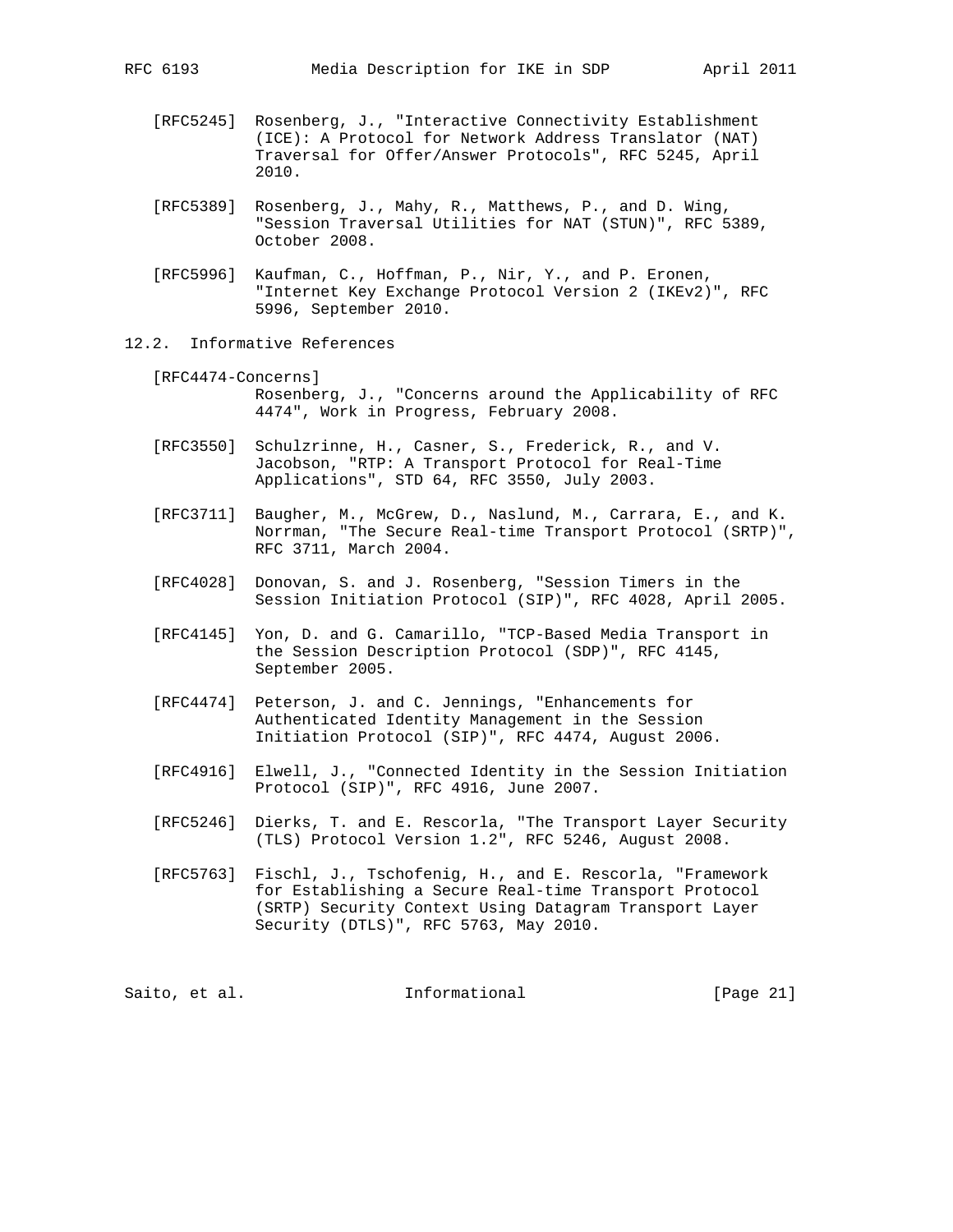[RFC5245] Rosenberg, J., "Interactive Connectivity Establishment (ICE): A Protocol for Network Address Translator (NAT) Traversal for Offer/Answer Protocols", RFC 5245, April 2010.

[RFC5389] Rosenberg, J., Mahy, R., Matthews, P., and D. Wing, "Session Traversal Utilities for NAT (STUN)", RFC 5389, October 2008.

[RFC5996] Kaufman, C., Hoffman, P., Nir, Y., and P. Eronen, "Internet Key Exchange Protocol Version 2 (IKEv2)", RFC 5996, September 2010.

## 12.2. Informative References

[RFC4474-Concerns] Rosenberg, J., "Concerns around the Applicability of RFC 4474", Work in Progress, February 2008.

[RFC3550] Schulzrinne, H., Casner, S., Frederick, R., and V. Jacobson, "RTP: A Transport Protocol for Real-Time Applications", STD 64, RFC 3550, July 2003.

[RFC3711] Baugher, M., McGrew, D., Naslund, M., Carrara, E., and K. Norrman, "The Secure Real-time Transport Protocol (SRTP)", RFC 3711, March 2004.

[RFC4028] Donovan, S. and J. Rosenberg, "Session Timers in the Session Initiation Protocol (SIP)", RFC 4028, April 2005.

[RFC4145] Yon, D. and G. Camarillo, "TCP-Based Media Transport in the Session Description Protocol (SDP)", RFC 4145, September 2005.

[RFC4474] Peterson, J. and C. Jennings, "Enhancements for Authenticated Identity Management in the Session Initiation Protocol (SIP)", RFC 4474, August 2006.

[RFC4916] Elwell, J., "Connected Identity in the Session Initiation Protocol (SIP)", RFC 4916, June 2007.

[RFC5246] Dierks, T. and E. Rescorla, "The Transport Layer Security (TLS) Protocol Version 1.2", RFC 5246, August 2008.

[RFC5763] Fischl, J., Tschofenig, H., and E. Rescorla, "Framework for Establishing a Secure Real-time Transport Protocol (SRTP) Security Context Using Datagram Transport Layer Security (DTLS)", RFC 5763, May 2010.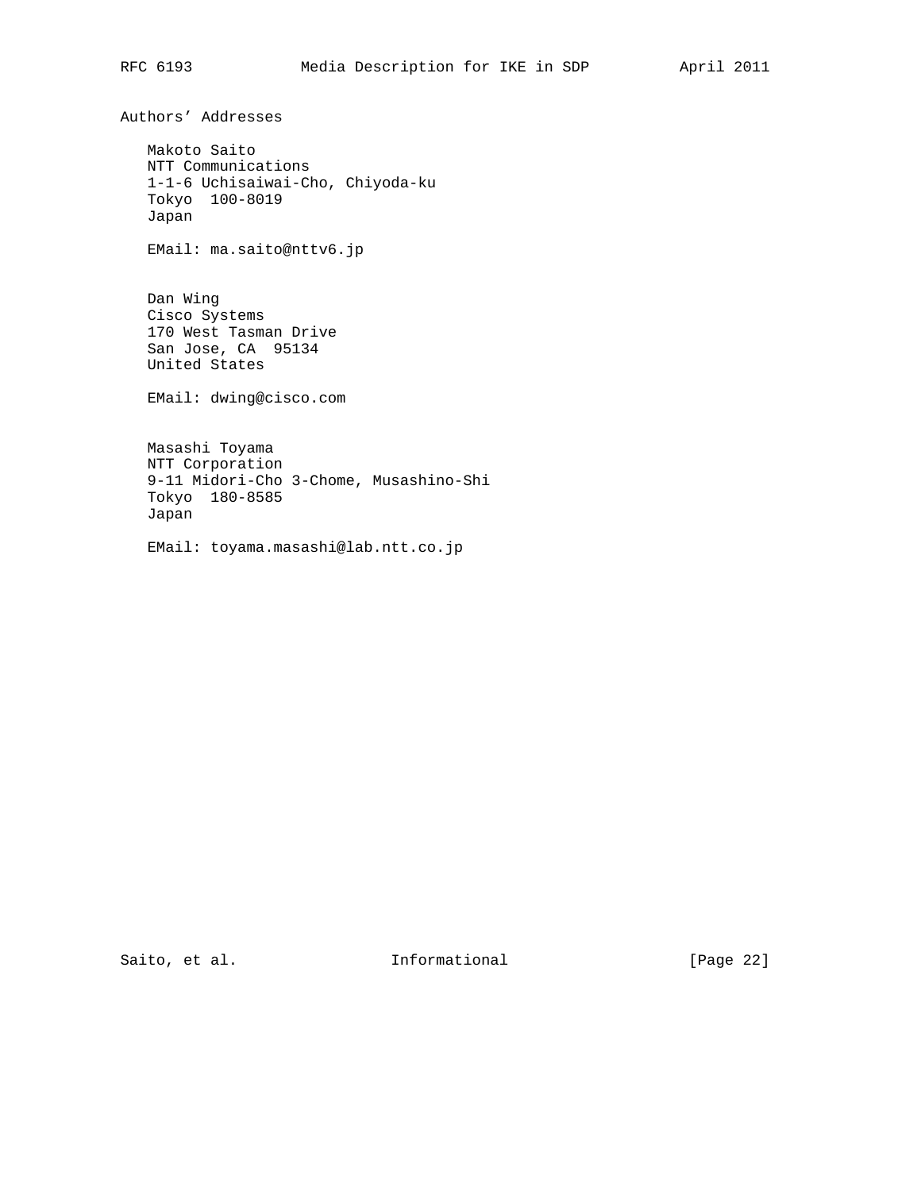# Authors' Addresses

Makoto Saito
NTT Communications
1-1-6 Uchisaiwai-Cho, Chiyoda-ku
Tokyo  100-8019
Japan

EMail: ma.saito@nttv6.jp

Dan Wing
Cisco Systems
170 West Tasman Drive
San Jose, CA  95134
United States

EMail: dwing@cisco.com

Masashi Toyama
NTT Corporation
9-11 Midori-Cho 3-Chome, Musashino-Shi
Tokyo  180-8585
Japan

EMail: toyama.masashi@lab.ntt.co.jp